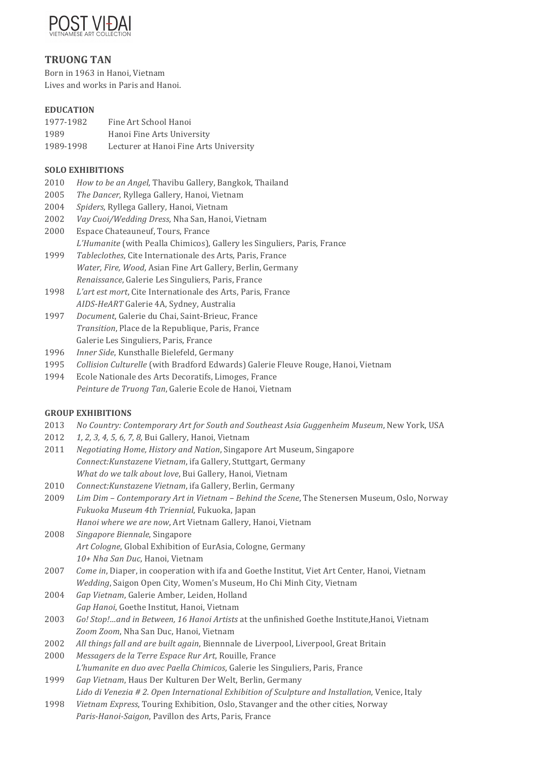POST VIDAI
VIETNAMESE ART COLLECTION

## TRUONG TAN

Born in 1963 in Hanoi, Vietnam
Lives and works in Paris and Hanoi.

### EDUCATION

| | |
|---|---|
| 1977-1982 | Fine Art School Hanoi |
| 1989 | Hanoi Fine Arts University |
| 1989-1998 | Lecturer at Hanoi Fine Arts University |

### SOLO EXHIBITIONS

2010 *How to be an Angel*, Thavibu Gallery, Bangkok, Thailand
2005 *The Dancer*, Ryllega Gallery, Hanoi, Vietnam
2004 *Spiders*, Ryllega Gallery, Hanoi, Vietnam
2002 *Vay Cuoi/Wedding Dress*, Nha San, Hanoi, Vietnam
2000 Espace Chateauneuf, Tours, France
*L'Humanite* (with Pealla Chimicos), Gallery les Singuliers, Paris, France
1999 *Tableclothes*, Cite Internationale des Arts, Paris, France
*Water, Fire, Wood*, Asian Fine Art Gallery, Berlin, Germany
*Renaissance*, Galerie Les Singuliers, Paris, France
1998 *L'art est mort*, Cite Internationale des Arts, Paris, France
*AIDS-HeART* Galerie 4A, Sydney, Australia
1997 *Document*, Galerie du Chai, Saint-Brieuc, France
*Transition*, Place de la Republique, Paris, France
Galerie Les Singuliers, Paris, France
1996 *Inner Side*, Kunsthalle Bielefeld, Germany
1995 *Collision Culturelle* (with Bradford Edwards) Galerie Fleuve Rouge, Hanoi, Vietnam
1994 Ecole Nationale des Arts Decoratifs, Limoges, France
*Peinture de Truong Tan*, Galerie Ecole de Hanoi, Vietnam

### GROUP EXHIBITIONS

2013 *No Country: Contemporary Art for South and Southeast Asia Guggenheim Museum*, New York, USA
2012 *1, 2, 3, 4, 5, 6, 7, 8,* Bui Gallery, Hanoi, Vietnam
2011 *Negotiating Home, History and Nation*, Singapore Art Museum, Singapore
*Connect:Kunstazene Vietnam*, ifa Gallery, Stuttgart, Germany
*What do we talk about love*, Bui Gallery, Hanoi, Vietnam
2010 *Connect:Kunstazene Vietnam*, ifa Gallery, Berlin, Germany
2009 *Lim Dim – Contemporary Art in Vietnam – Behind the Scene*, The Stenersen Museum, Oslo, Norway
*Fukuoka Museum 4th Triennial*, Fukuoka, Japan
*Hanoi where we are now*, Art Vietnam Gallery, Hanoi, Vietnam
2008 *Singapore Biennale*, Singapore
*Art Cologne*, Global Exhibition of EurAsia, Cologne, Germany
*10+ Nha San Duc*, Hanoi, Vietnam
2007 *Come in*, Diaper, in cooperation with ifa and Goethe Institut, Viet Art Center, Hanoi, Vietnam
*Wedding*, Saigon Open City, Women's Museum, Ho Chi Minh City, Vietnam
2004 *Gap Vietnam*, Galerie Amber, Leiden, Holland
*Gap Hanoi*, Goethe Institut, Hanoi, Vietnam
2003 *Go! Stop!...and in Between, 16 Hanoi Artists* at the unfinished Goethe Institute,Hanoi, Vietnam
*Zoom Zoom*, Nha San Duc, Hanoi, Vietnam
2002 *All things fall and are built again*, Biennnale de Liverpool, Liverpool, Great Britain
2000 *Messagers de la Terre Espace Rur Art*, Rouille, France
*L'humanite en duo avec Paella Chimicos*, Galerie les Singuliers, Paris, France
1999 *Gap Vietnam*, Haus Der Kulturen Der Welt, Berlin, Germany
*Lido di Venezia # 2. Open International Exhibition of Sculpture and Installation*, Venice, Italy
1998 *Vietnam Express*, Touring Exhibition, Oslo, Stavanger and the other cities, Norway
*Paris-Hanoi-Saigon*, Pavillon des Arts, Paris, France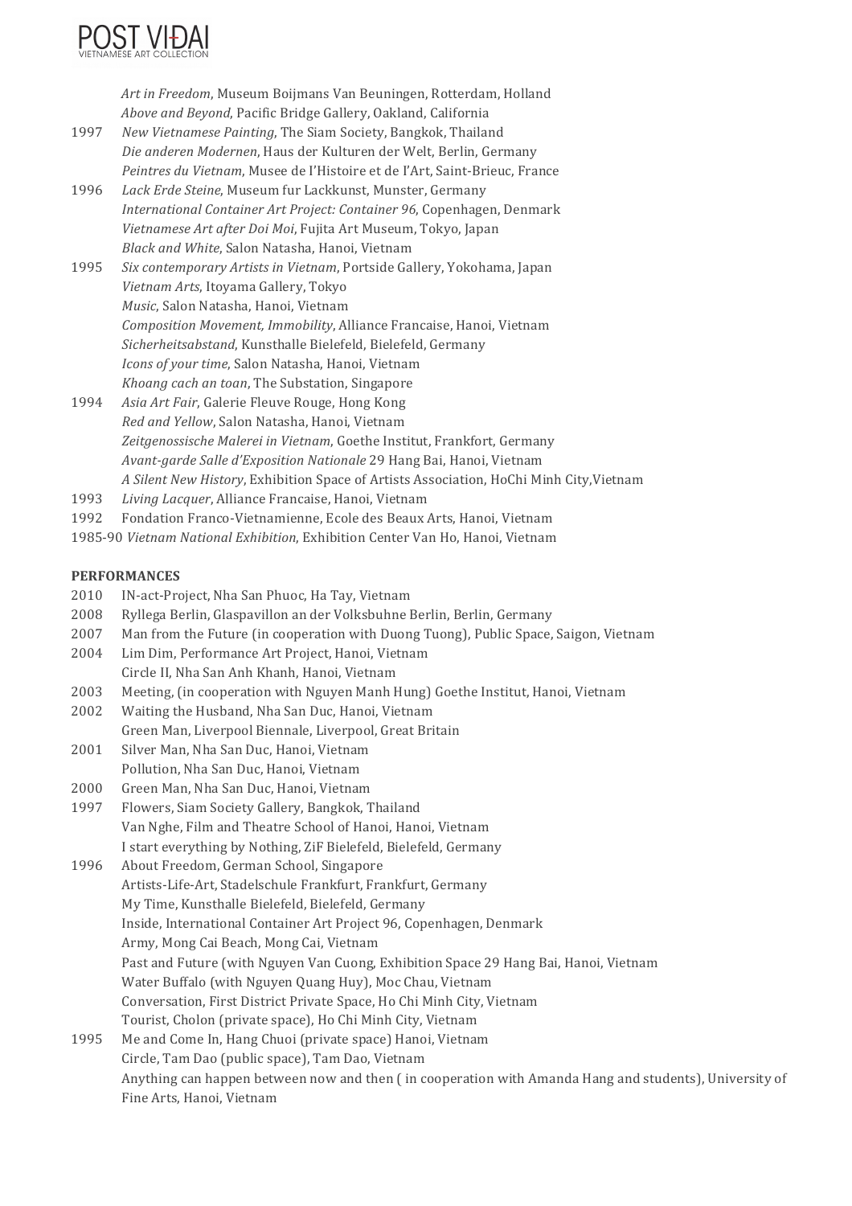*Art in Freedom*, Museum Boijmans Van Beuningen, Rotterdam, Holland
*Above and Beyond*, Pacific Bridge Gallery, Oakland, California

1997 *New Vietnamese Painting*, The Siam Society, Bangkok, Thailand
*Die anderen Modernen*, Haus der Kulturen der Welt, Berlin, Germany
*Peintres du Vietnam*, Musee de I'Histoire et de I'Art, Saint-Brieuc, France

1996 *Lack Erde Steine*, Museum fur Lackkunst, Munster, Germany
*International Container Art Project: Container 96*, Copenhagen, Denmark
*Vietnamese Art after Doi Moi*, Fujita Art Museum, Tokyo, Japan
*Black and White*, Salon Natasha, Hanoi, Vietnam

1995 *Six contemporary Artists in Vietnam*, Portside Gallery, Yokohama, Japan
*Vietnam Arts*, Itoyama Gallery, Tokyo
*Music*, Salon Natasha, Hanoi, Vietnam
*Composition Movement, Immobility*, Alliance Francaise, Hanoi, Vietnam
*Sicherheitsabstand*, Kunsthalle Bielefeld, Bielefeld, Germany
*Icons of your time*, Salon Natasha, Hanoi, Vietnam
*Khoang cach an toan*, The Substation, Singapore

1994 *Asia Art Fair*, Galerie Fleuve Rouge, Hong Kong
*Red and Yellow*, Salon Natasha, Hanoi, Vietnam
*Zeitgenossische Malerei in Vietnam*, Goethe Institut, Frankfort, Germany
*Avant-garde Salle d'Exposition Nationale* 29 Hang Bai, Hanoi, Vietnam
*A Silent New History*, Exhibition Space of Artists Association, HoChi Minh City,Vietnam

1993 *Living Lacquer*, Alliance Francaise, Hanoi, Vietnam

1992 Fondation Franco-Vietnamienne, Ecole des Beaux Arts, Hanoi, Vietnam

1985-90 *Vietnam National Exhibition*, Exhibition Center Van Ho, Hanoi, Vietnam

**PERFORMANCES**

2010 IN-act-Project, Nha San Phuoc, Ha Tay, Vietnam

2008 Ryllega Berlin, Glaspavillon an der Volksbuhne Berlin, Berlin, Germany

2007 Man from the Future (in cooperation with Duong Tuong), Public Space, Saigon, Vietnam

2004 Lim Dim, Performance Art Project, Hanoi, Vietnam
Circle II, Nha San Anh Khanh, Hanoi, Vietnam

2003 Meeting, (in cooperation with Nguyen Manh Hung) Goethe Institut, Hanoi, Vietnam

2002 Waiting the Husband, Nha San Duc, Hanoi, Vietnam
Green Man, Liverpool Biennale, Liverpool, Great Britain

2001 Silver Man, Nha San Duc, Hanoi, Vietnam
Pollution, Nha San Duc, Hanoi, Vietnam

2000 Green Man, Nha San Duc, Hanoi, Vietnam

1997 Flowers, Siam Society Gallery, Bangkok, Thailand
Van Nghe, Film and Theatre School of Hanoi, Hanoi, Vietnam
I start everything by Nothing, ZiF Bielefeld, Bielefeld, Germany

1996 About Freedom, German School, Singapore
Artists-Life-Art, Stadelschule Frankfurt, Frankfurt, Germany
My Time, Kunsthalle Bielefeld, Bielefeld, Germany
Inside, International Container Art Project 96, Copenhagen, Denmark
Army, Mong Cai Beach, Mong Cai, Vietnam
Past and Future (with Nguyen Van Cuong, Exhibition Space 29 Hang Bai, Hanoi, Vietnam
Water Buffalo (with Nguyen Quang Huy), Moc Chau, Vietnam
Conversation, First District Private Space, Ho Chi Minh City, Vietnam
Tourist, Cholon (private space), Ho Chi Minh City, Vietnam

1995 Me and Come In, Hang Chuoi (private space) Hanoi, Vietnam
Circle, Tam Dao (public space), Tam Dao, Vietnam
Anything can happen between now and then ( in cooperation with Amanda Hang and students), University of Fine Arts, Hanoi, Vietnam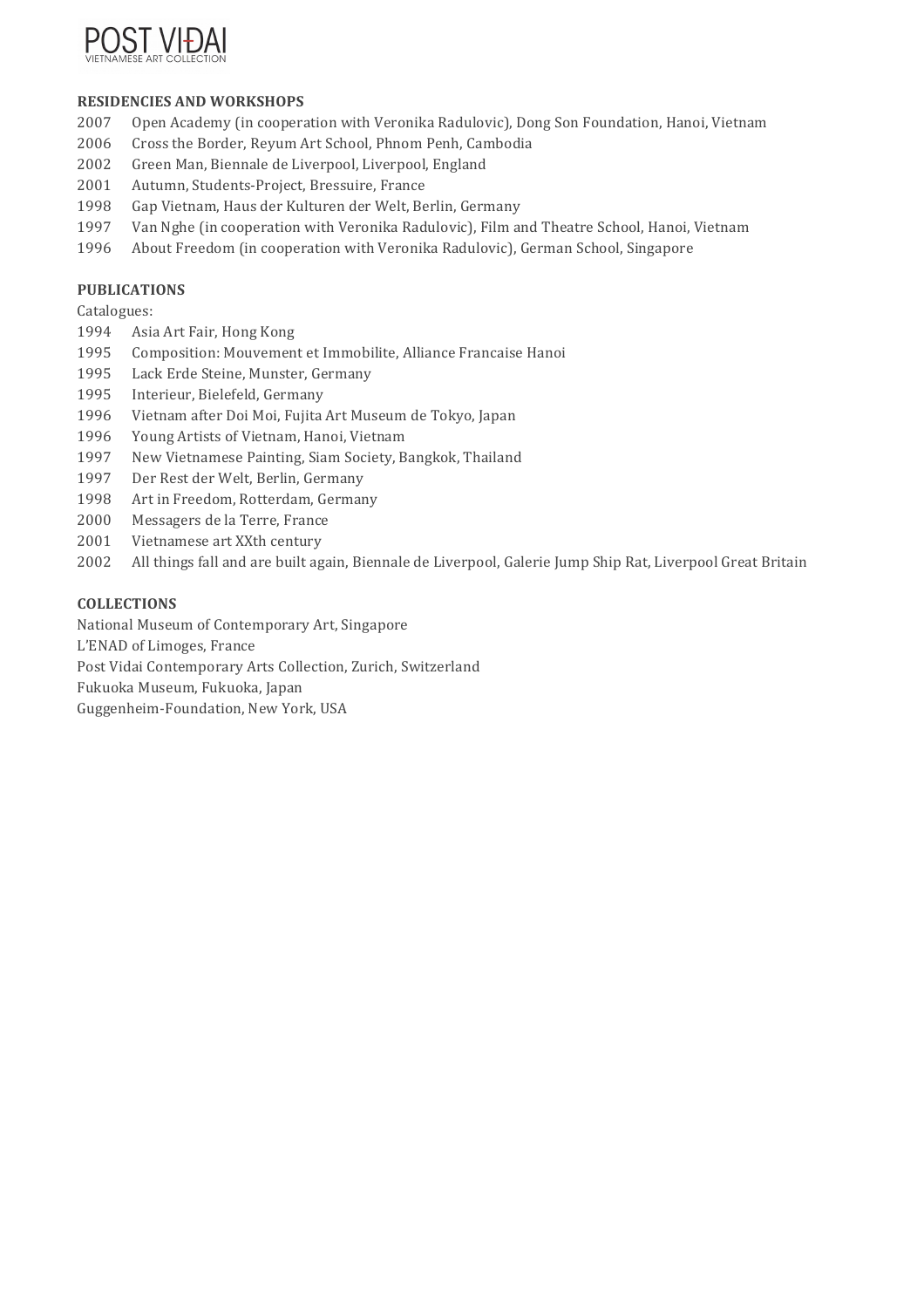## RESIDENCIES AND WORKSHOPS

2007 Open Academy (in cooperation with Veronika Radulovic), Dong Son Foundation, Hanoi, Vietnam
2006 Cross the Border, Reyum Art School, Phnom Penh, Cambodia
2002 Green Man, Biennale de Liverpool, Liverpool, England
2001 Autumn, Students-Project, Bressuire, France
1998 Gap Vietnam, Haus der Kulturen der Welt, Berlin, Germany
1997 Van Nghe (in cooperation with Veronika Radulovic), Film and Theatre School, Hanoi, Vietnam
1996 About Freedom (in cooperation with Veronika Radulovic), German School, Singapore

## PUBLICATIONS

Catalogues:
1994 Asia Art Fair, Hong Kong
1995 Composition: Mouvement et Immobilite, Alliance Francaise Hanoi
1995 Lack Erde Steine, Munster, Germany
1995 Interieur, Bielefeld, Germany
1996 Vietnam after Doi Moi, Fujita Art Museum de Tokyo, Japan
1996 Young Artists of Vietnam, Hanoi, Vietnam
1997 New Vietnamese Painting, Siam Society, Bangkok, Thailand
1997 Der Rest der Welt, Berlin, Germany
1998 Art in Freedom, Rotterdam, Germany
2000 Messagers de la Terre, France
2001 Vietnamese art XXth century
2002 All things fall and are built again, Biennale de Liverpool, Galerie Jump Ship Rat, Liverpool Great Britain

## COLLECTIONS

National Museum of Contemporary Art, Singapore
L'ENAD of Limoges, France
Post Vidai Contemporary Arts Collection, Zurich, Switzerland
Fukuoka Museum, Fukuoka, Japan
Guggenheim-Foundation, New York, USA